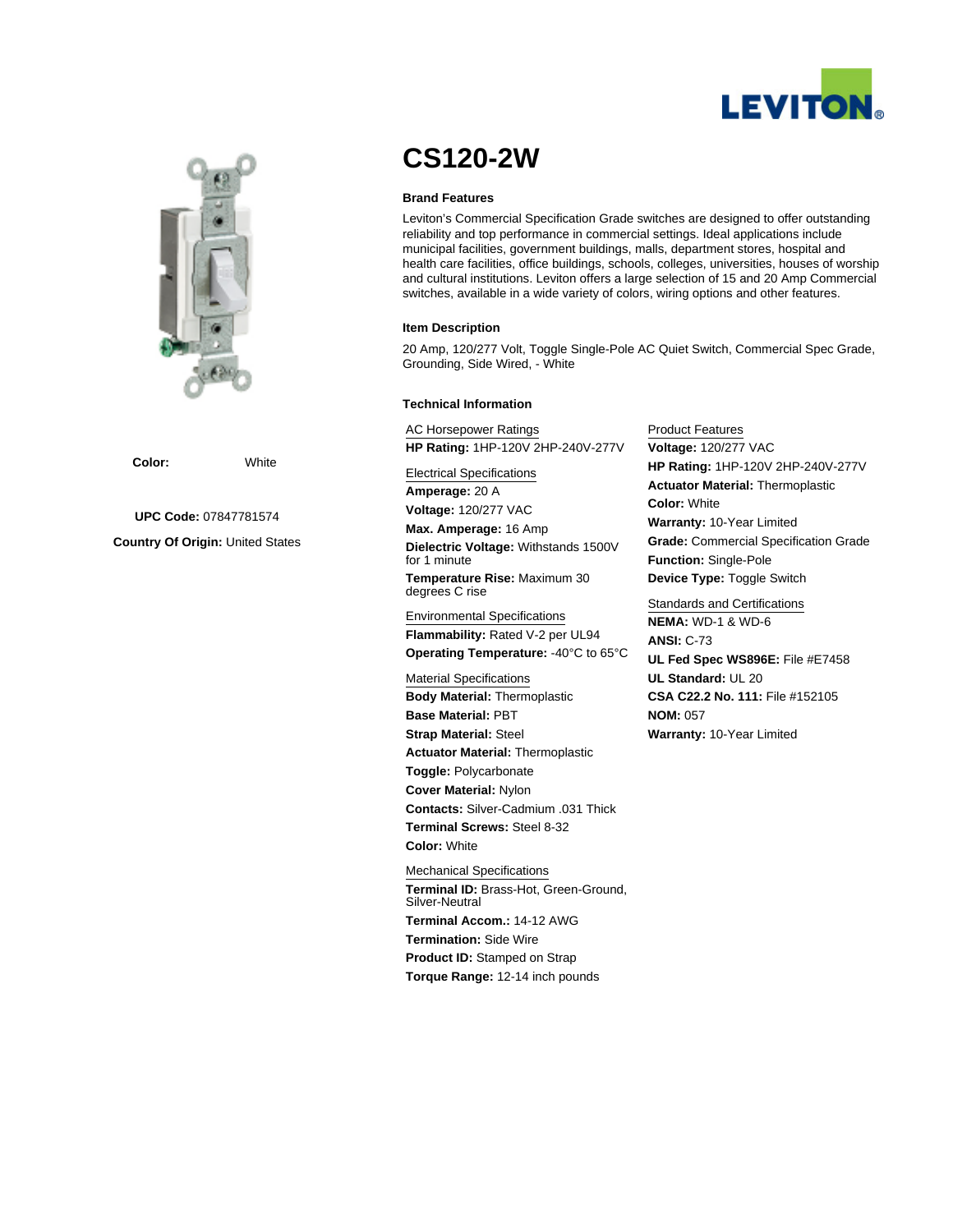# CS120-2W

**Color:** White

**UPC Code:** 07847781574

**Country Of Origin:** United States

### Brand Features

Leviton's Commercial Specification Grade switches are designed to offer outstanding reliability and top performance in commercial settings. Ideal applications include municipal facilities, government buildings, malls, department stores, hospital and health care facilities, office buildings, schools, colleges, universities, houses of worship and cultural institutions. Leviton offers a large selection of 15 and 20 Amp Commercial switches, available in a wide variety of colors, wiring options and other features.

### Item Description

20 Amp, 120/277 Volt, Toggle Single-Pole AC Quiet Switch, Commercial Spec Grade, Grounding, Side Wired, - White

### Technical Information

AC Horsepower Ratings

**HP Rating:** 1HP-120V 2HP-240V-277V

Electrical Specifications

**Amperage:** 20 A

**Voltage:** 120/277 VAC

**Max. Amperage:** 16 Amp

**Dielectric Voltage:** Withstands 1500V for 1 minute

**Temperature Rise:** Maximum 30 degrees C rise

Environmental Specifications

**Flammability:** Rated V-2 per UL94

**Operating Temperature:** -40°C to 65°C

Material Specifications

**Body Material:** Thermoplastic

**Base Material:** PBT

**Strap Material:** Steel

**Actuator Material:** Thermoplastic

**Toggle:** Polycarbonate

**Cover Material:** Nylon

**Contacts:** Silver-Cadmium .031 Thick

**Terminal Screws:** Steel 8-32

**Color:** White

Mechanical Specifications

**Terminal ID:** Brass-Hot, Green-Ground, Silver-Neutral

**Terminal Accom.:** 14-12 AWG

**Termination:** Side Wire

**Product ID:** Stamped on Strap

**Torque Range:** 12-14 inch pounds

Product Features

**Voltage:** 120/277 VAC

**HP Rating:** 1HP-120V 2HP-240V-277V

**Actuator Material:** Thermoplastic

**Color:** White

**Warranty:** 10-Year Limited

**Grade:** Commercial Specification Grade

**Function:** Single-Pole

**Device Type:** Toggle Switch

Standards and Certifications

**NEMA:** WD-1 & WD-6

**ANSI:** C-73

**UL Fed Spec WS896E:** File #E7458

**UL Standard:** UL 20

**CSA C22.2 No. 111:** File #152105

**NOM:** 057

**Warranty:** 10-Year Limited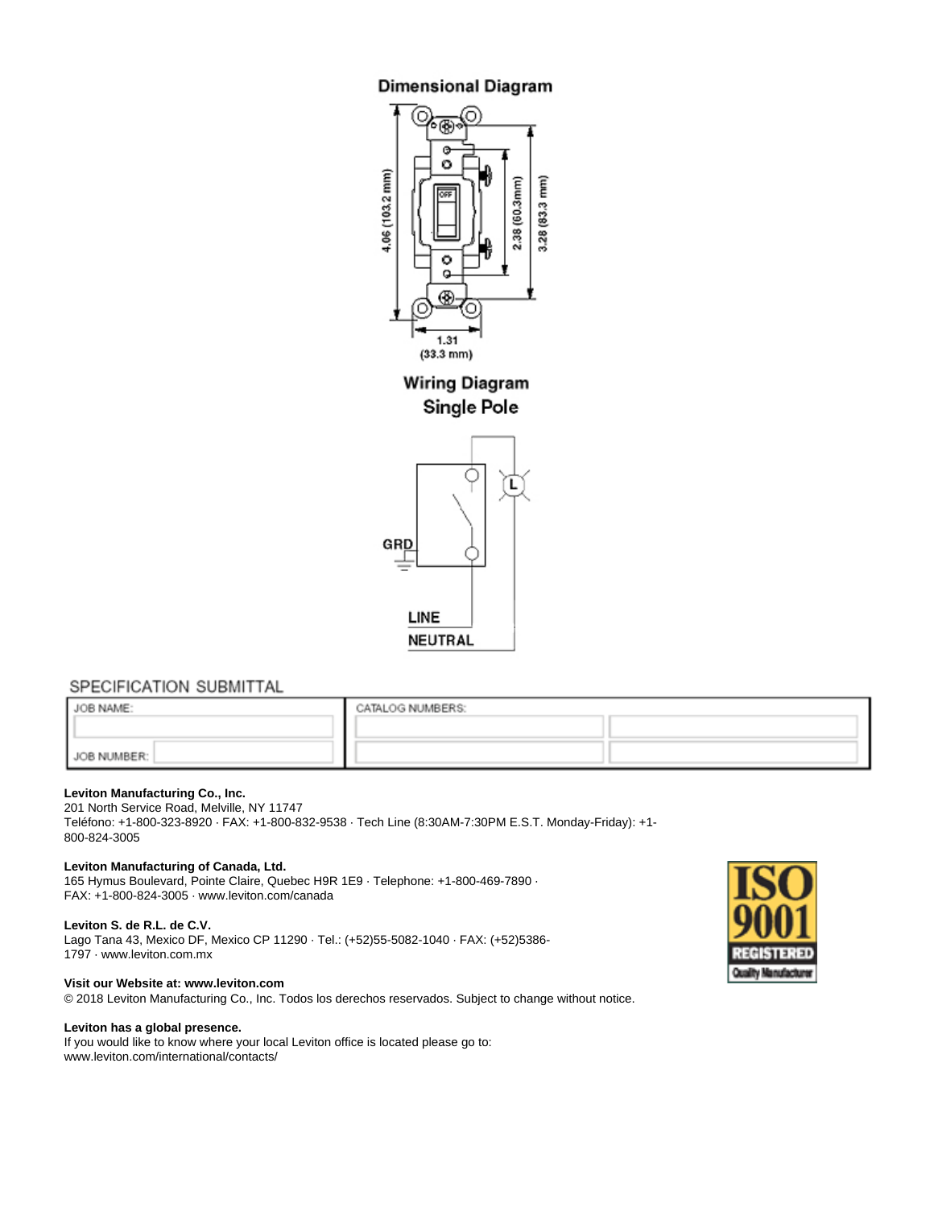## Dimensional Diagram

4.06 (103.2 mm)

2.38 (60.3mm)

3.28 (83.3 mm)

OFF

1.31
(33.3 mm)

## Wiring Diagram
## Single Pole

L

GRD

LINE

NEUTRAL

## SPECIFICATION SUBMITTAL

| JOB NAME: | CATALOG NUMBERS: | |
|---|---|---|
| | | |
| JOB NUMBER: | | |

**Leviton Manufacturing Co., Inc.**
201 North Service Road, Melville, NY 11747
Teléfono: +1-800-323-8920 · FAX: +1-800-832-9538 · Tech Line (8:30AM-7:30PM E.S.T. Monday-Friday): +1-800-824-3005

**Leviton Manufacturing of Canada, Ltd.**
165 Hymus Boulevard, Pointe Claire, Quebec H9R 1E9 · Telephone: +1-800-469-7890 · FAX: +1-800-824-3005 · www.leviton.com/canada

**Leviton S. de R.L. de C.V.**
Lago Tana 43, Mexico DF, Mexico CP 11290 · Tel.: (+52)55-5082-1040 · FAX: (+52)5386-1797 · www.leviton.com.mx

**Visit our Website at: www.leviton.com**
© 2018 Leviton Manufacturing Co., Inc. Todos los derechos reservados. Subject to change without notice.

**Leviton has a global presence.**
If you would like to know where your local Leviton office is located please go to: www.leviton.com/international/contacts/

ISO 9001 REGISTERED Quality Manufacturer